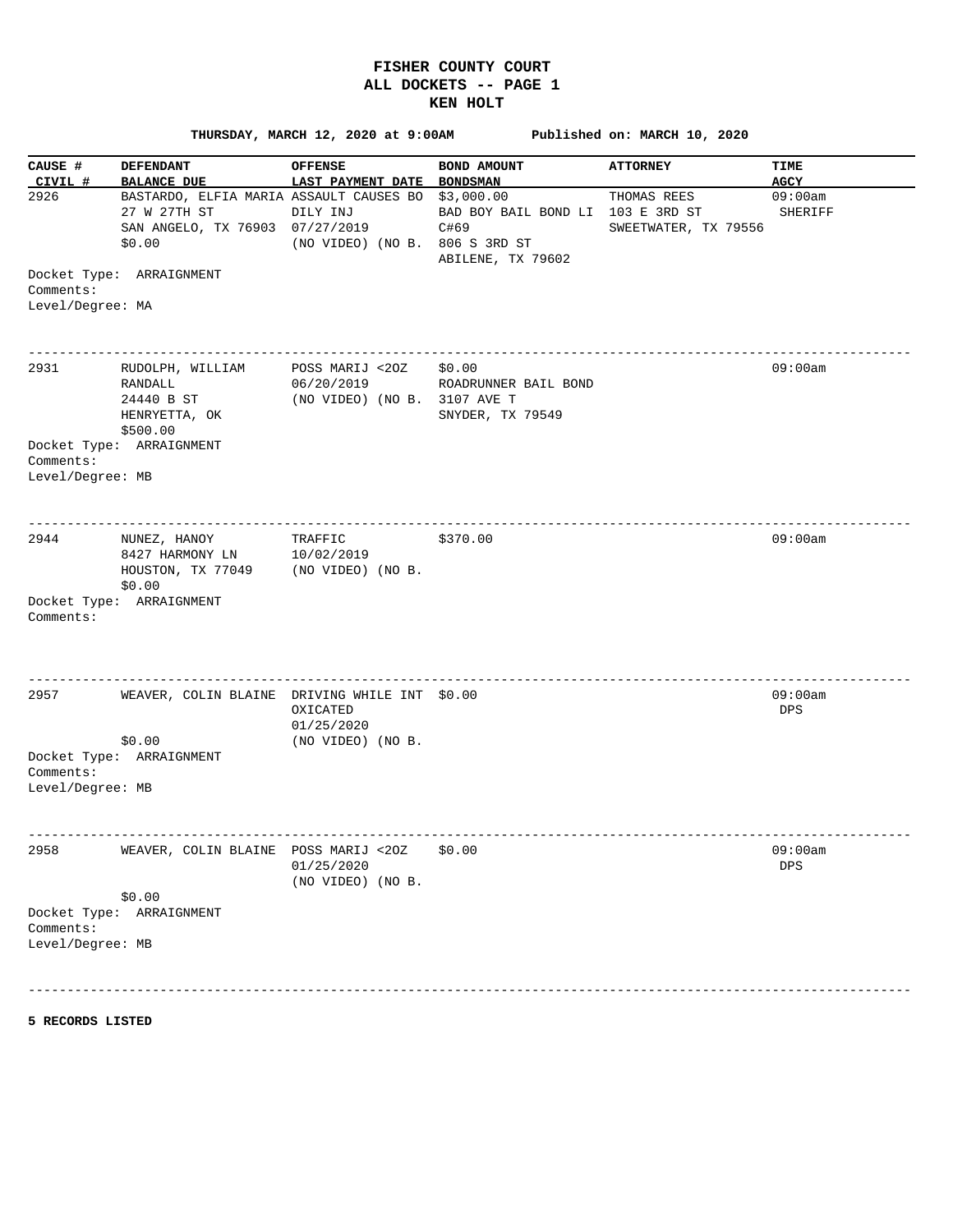# FISHER COUNTY COURT
## ALL DOCKETS -- PAGE 1
### KEN HOLT

**THURSDAY, MARCH 12, 2020 at 9:00AM** — **Published on: MARCH 10, 2020**

| CAUSE # / CIVIL # | DEFENDANT / BALANCE DUE | OFFENSE / LAST PAYMENT DATE | BOND AMOUNT / BONDSMAN | ATTORNEY | TIME / AGCY |
|---|---|---|---|---|---|
| 2926 | BASTARDO, ELFIA MARIA<br>27 W 27TH ST<br>SAN ANGELO, TX 76903<br>$0.00 | ASSAULT CAUSES BODILY INJ<br>07/27/2019<br>(NO VIDEO) (NO B. | $3,000.00<br>BAD BOY BAIL BOND LI<br>C#69<br>806 S 3RD ST<br>ABILENE, TX 79602 | THOMAS REES<br>103 E 3RD ST<br>SWEETWATER, TX 79556 | 09:00am<br>SHERIFF |

Docket Type: ARRAIGNMENT
Comments:
Level/Degree: MA

---

| CAUSE # / CIVIL # | DEFENDANT / BALANCE DUE | OFFENSE / LAST PAYMENT DATE | BOND AMOUNT / BONDSMAN | ATTORNEY | TIME / AGCY |
|---|---|---|---|---|---|
| 2931 | RUDOLPH, WILLIAM RANDALL<br>24440 B ST<br>HENRYETTA, OK<br>$500.00 | POSS MARIJ <2OZ<br>06/20/2019<br>(NO VIDEO) (NO B. | $0.00<br>ROADRUNNER BAIL BOND<br>3107 AVE T<br>SNYDER, TX 79549 | | 09:00am |

Docket Type: ARRAIGNMENT
Comments:
Level/Degree: MB

---

| CAUSE # / CIVIL # | DEFENDANT / BALANCE DUE | OFFENSE / LAST PAYMENT DATE | BOND AMOUNT / BONDSMAN | ATTORNEY | TIME / AGCY |
|---|---|---|---|---|---|
| 2944 | NUNEZ, HANOY<br>8427 HARMONY LN<br>HOUSTON, TX 77049<br>$0.00 | TRAFFIC<br>10/02/2019<br>(NO VIDEO) (NO B. | $370.00 | | 09:00am |

Docket Type: ARRAIGNMENT
Comments:

---

| CAUSE # / CIVIL # | DEFENDANT / BALANCE DUE | OFFENSE / LAST PAYMENT DATE | BOND AMOUNT / BONDSMAN | ATTORNEY | TIME / AGCY |
|---|---|---|---|---|---|
| 2957 | WEAVER, COLIN BLAINE<br>$0.00 | DRIVING WHILE INTOXICATED<br>01/25/2020<br>(NO VIDEO) (NO B. | $0.00 | | 09:00am<br>DPS |

Docket Type: ARRAIGNMENT
Comments:
Level/Degree: MB

---

| CAUSE # / CIVIL # | DEFENDANT / BALANCE DUE | OFFENSE / LAST PAYMENT DATE | BOND AMOUNT / BONDSMAN | ATTORNEY | TIME / AGCY |
|---|---|---|---|---|---|
| 2958 | WEAVER, COLIN BLAINE<br>$0.00 | POSS MARIJ <2OZ<br>01/25/2020<br>(NO VIDEO) (NO B. | $0.00 | | 09:00am<br>DPS |

Docket Type: ARRAIGNMENT
Comments:
Level/Degree: MB

---

**5 RECORDS LISTED**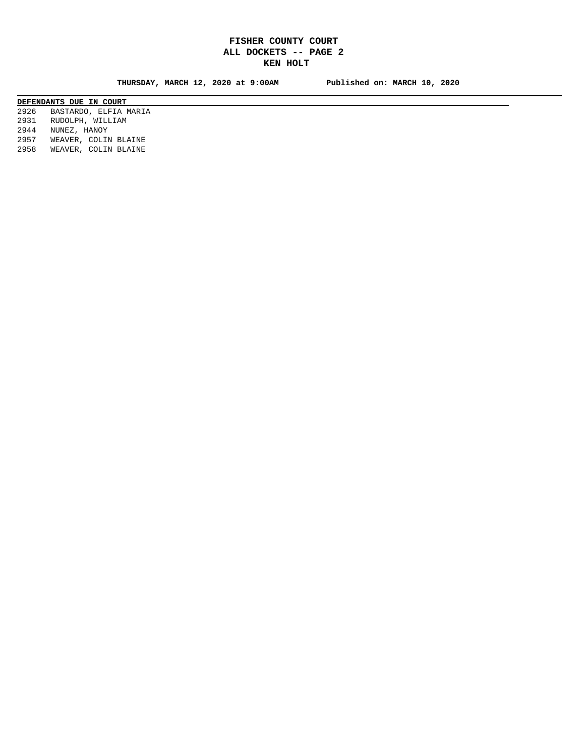# FISHER COUNTY COURT
## ALL DOCKETS -- PAGE 2
### KEN HOLT

**THURSDAY, MARCH 12, 2020 at 9:00AM** **Published on: MARCH 10, 2020**

**DEFENDANTS DUE IN COURT**

| | |
|---|---|
| 2926 | BASTARDO, ELFIA MARIA |
| 2931 | RUDOLPH, WILLIAM |
| 2944 | NUNEZ, HANOY |
| 2957 | WEAVER, COLIN BLAINE |
| 2958 | WEAVER, COLIN BLAINE |